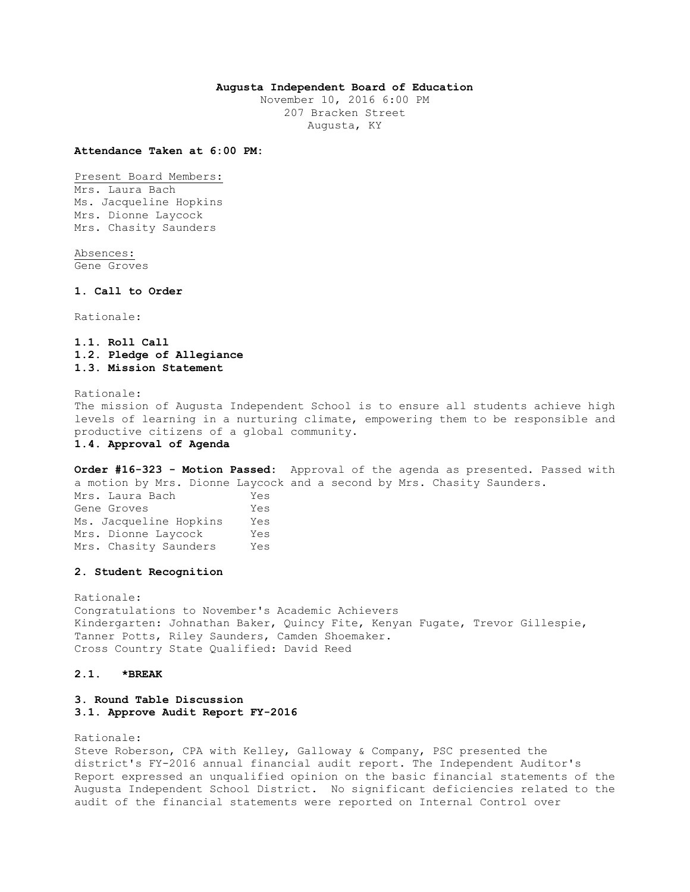**Augusta Independent Board of Education**
November 10, 2016 6:00 PM
207 Bracken Street
Augusta, KY

**Attendance Taken at 6:00 PM:**

Present Board Members:
Mrs. Laura Bach
Ms. Jacqueline Hopkins
Mrs. Dionne Laycock
Mrs. Chasity Saunders

Absences:
Gene Groves

**1. Call to Order**

Rationale:

**1.1. Roll Call**
**1.2. Pledge of Allegiance**
**1.3. Mission Statement**

Rationale:
The mission of Augusta Independent School is to ensure all students achieve high levels of learning in a nurturing climate, empowering them to be responsible and productive citizens of a global community.

**1.4. Approval of Agenda**

**Order #16-323 - Motion Passed:** Approval of the agenda as presented. Passed with a motion by Mrs. Dionne Laycock and a second by Mrs. Chasity Saunders.

| | |
|---|---|
| Mrs. Laura Bach | Yes |
| Gene Groves | Yes |
| Ms. Jacqueline Hopkins | Yes |
| Mrs. Dionne Laycock | Yes |
| Mrs. Chasity Saunders | Yes |

**2. Student Recognition**

Rationale:
Congratulations to November's Academic Achievers
Kindergarten: Johnathan Baker, Quincy Fite, Kenyan Fugate, Trevor Gillespie, Tanner Potts, Riley Saunders, Camden Shoemaker.
Cross Country State Qualified: David Reed

**2.1. *BREAK**

**3. Round Table Discussion**
**3.1. Approve Audit Report FY-2016**

Rationale:
Steve Roberson, CPA with Kelley, Galloway & Company, PSC presented the district's FY-2016 annual financial audit report. The Independent Auditor's Report expressed an unqualified opinion on the basic financial statements of the Augusta Independent School District. No significant deficiencies related to the audit of the financial statements were reported on Internal Control over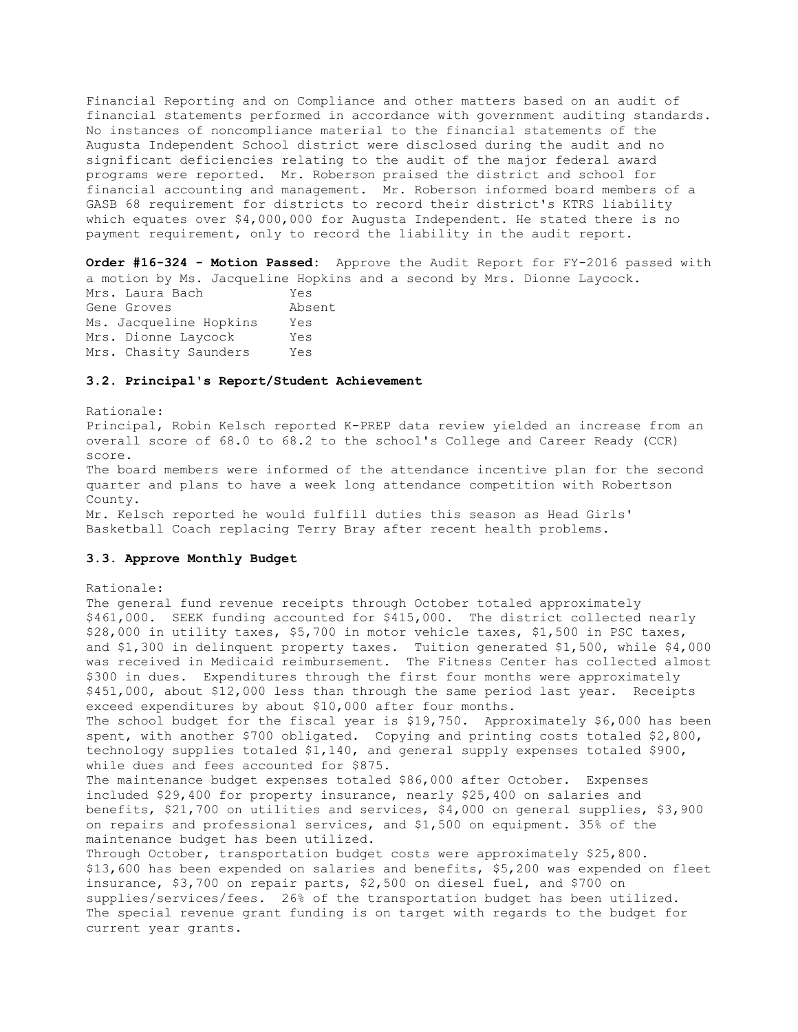Financial Reporting and on Compliance and other matters based on an audit of financial statements performed in accordance with government auditing standards. No instances of noncompliance material to the financial statements of the Augusta Independent School district were disclosed during the audit and no significant deficiencies relating to the audit of the major federal award programs were reported. Mr. Roberson praised the district and school for financial accounting and management. Mr. Roberson informed board members of a GASB 68 requirement for districts to record their district's KTRS liability which equates over $4,000,000 for Augusta Independent. He stated there is no payment requirement, only to record the liability in the audit report.

**Order #16-324 - Motion Passed:** Approve the Audit Report for FY-2016 passed with a motion by Ms. Jacqueline Hopkins and a second by Mrs. Dionne Laycock.

| | |
|---|---|
| Mrs. Laura Bach | Yes |
| Gene Groves | Absent |
| Ms. Jacqueline Hopkins | Yes |
| Mrs. Dionne Laycock | Yes |
| Mrs. Chasity Saunders | Yes |

### 3.2. Principal's Report/Student Achievement

Rationale:

Principal, Robin Kelsch reported K-PREP data review yielded an increase from an overall score of 68.0 to 68.2 to the school's College and Career Ready (CCR) score.

The board members were informed of the attendance incentive plan for the second quarter and plans to have a week long attendance competition with Robertson County.

Mr. Kelsch reported he would fulfill duties this season as Head Girls' Basketball Coach replacing Terry Bray after recent health problems.

### 3.3. Approve Monthly Budget

Rationale:

The general fund revenue receipts through October totaled approximately $461,000. SEEK funding accounted for $415,000. The district collected nearly $28,000 in utility taxes, $5,700 in motor vehicle taxes, $1,500 in PSC taxes, and $1,300 in delinquent property taxes. Tuition generated $1,500, while $4,000 was received in Medicaid reimbursement. The Fitness Center has collected almost $300 in dues. Expenditures through the first four months were approximately $451,000, about $12,000 less than through the same period last year. Receipts exceed expenditures by about $10,000 after four months.

The school budget for the fiscal year is $19,750. Approximately $6,000 has been spent, with another $700 obligated. Copying and printing costs totaled $2,800, technology supplies totaled $1,140, and general supply expenses totaled $900, while dues and fees accounted for $875.

The maintenance budget expenses totaled $86,000 after October. Expenses included $29,400 for property insurance, nearly $25,400 on salaries and benefits, $21,700 on utilities and services, $4,000 on general supplies, $3,900 on repairs and professional services, and $1,500 on equipment. 35% of the maintenance budget has been utilized.

Through October, transportation budget costs were approximately $25,800. $13,600 has been expended on salaries and benefits, $5,200 was expended on fleet insurance, $3,700 on repair parts, $2,500 on diesel fuel, and $700 on supplies/services/fees. 26% of the transportation budget has been utilized.

The special revenue grant funding is on target with regards to the budget for current year grants.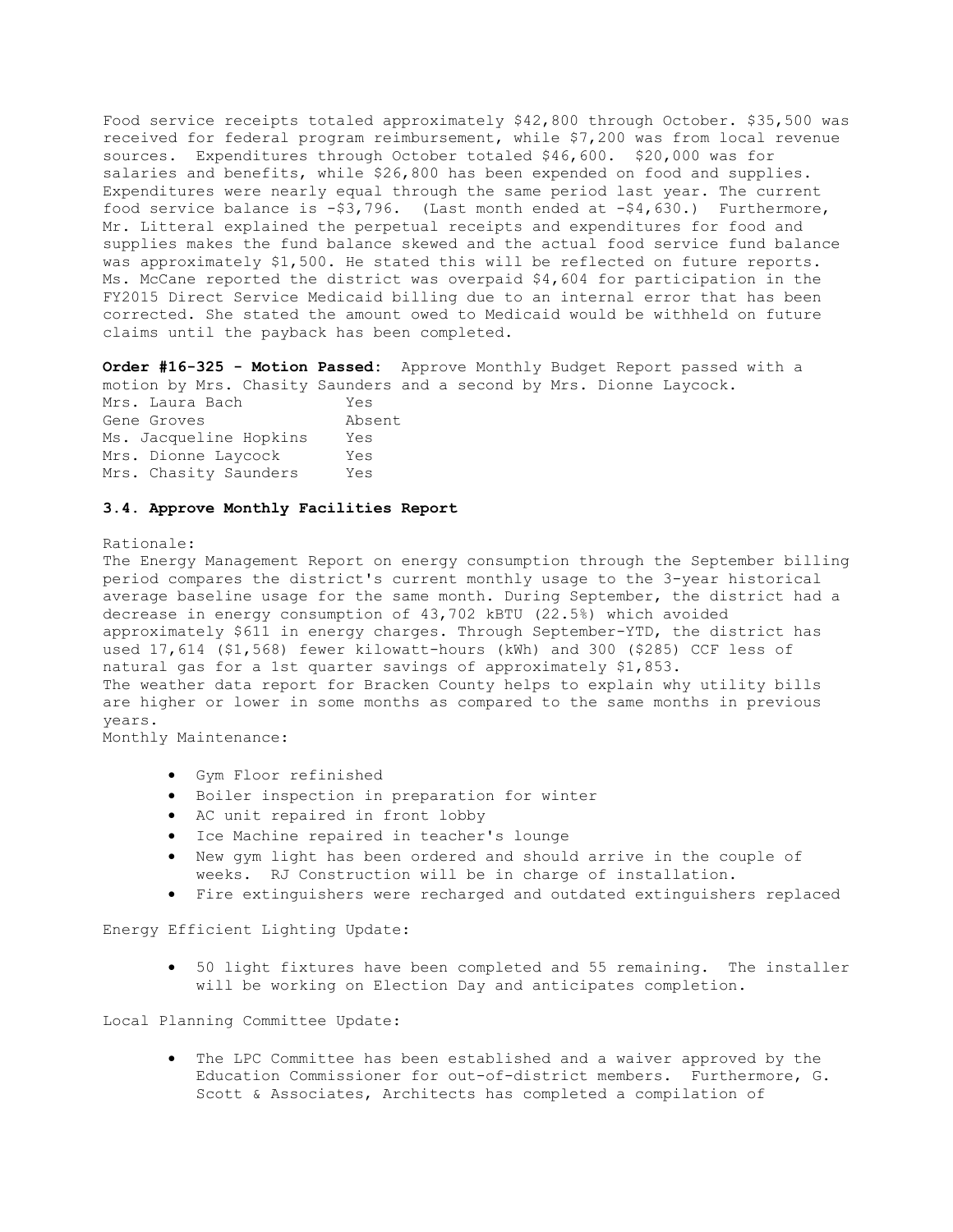Food service receipts totaled approximately $42,800 through October. $35,500 was received for federal program reimbursement, while $7,200 was from local revenue sources. Expenditures through October totaled $46,600. $20,000 was for salaries and benefits, while $26,800 has been expended on food and supplies. Expenditures were nearly equal through the same period last year. The current food service balance is -$3,796. (Last month ended at -$4,630.) Furthermore, Mr. Litteral explained the perpetual receipts and expenditures for food and supplies makes the fund balance skewed and the actual food service fund balance was approximately $1,500. He stated this will be reflected on future reports. Ms. McCane reported the district was overpaid $4,604 for participation in the FY2015 Direct Service Medicaid billing due to an internal error that has been corrected. She stated the amount owed to Medicaid would be withheld on future claims until the payback has been completed.

**Order #16-325 - Motion Passed:** Approve Monthly Budget Report passed with a motion by Mrs. Chasity Saunders and a second by Mrs. Dionne Laycock.

| | |
|---|---|
| Mrs. Laura Bach | Yes |
| Gene Groves | Absent |
| Ms. Jacqueline Hopkins | Yes |
| Mrs. Dionne Laycock | Yes |
| Mrs. Chasity Saunders | Yes |

### 3.4. Approve Monthly Facilities Report

Rationale:

The Energy Management Report on energy consumption through the September billing period compares the district's current monthly usage to the 3-year historical average baseline usage for the same month. During September, the district had a decrease in energy consumption of 43,702 kBTU (22.5%) which avoided approximately $611 in energy charges. Through September-YTD, the district has used 17,614 ($1,568) fewer kilowatt-hours (kWh) and 300 ($285) CCF less of natural gas for a 1st quarter savings of approximately $1,853.

The weather data report for Bracken County helps to explain why utility bills are higher or lower in some months as compared to the same months in previous years.

Monthly Maintenance:

- Gym Floor refinished
- Boiler inspection in preparation for winter
- AC unit repaired in front lobby
- Ice Machine repaired in teacher's lounge
- New gym light has been ordered and should arrive in the couple of weeks. RJ Construction will be in charge of installation.
- Fire extinguishers were recharged and outdated extinguishers replaced

Energy Efficient Lighting Update:

- 50 light fixtures have been completed and 55 remaining. The installer will be working on Election Day and anticipates completion.

Local Planning Committee Update:

- The LPC Committee has been established and a waiver approved by the Education Commissioner for out-of-district members. Furthermore, G. Scott & Associates, Architects has completed a compilation of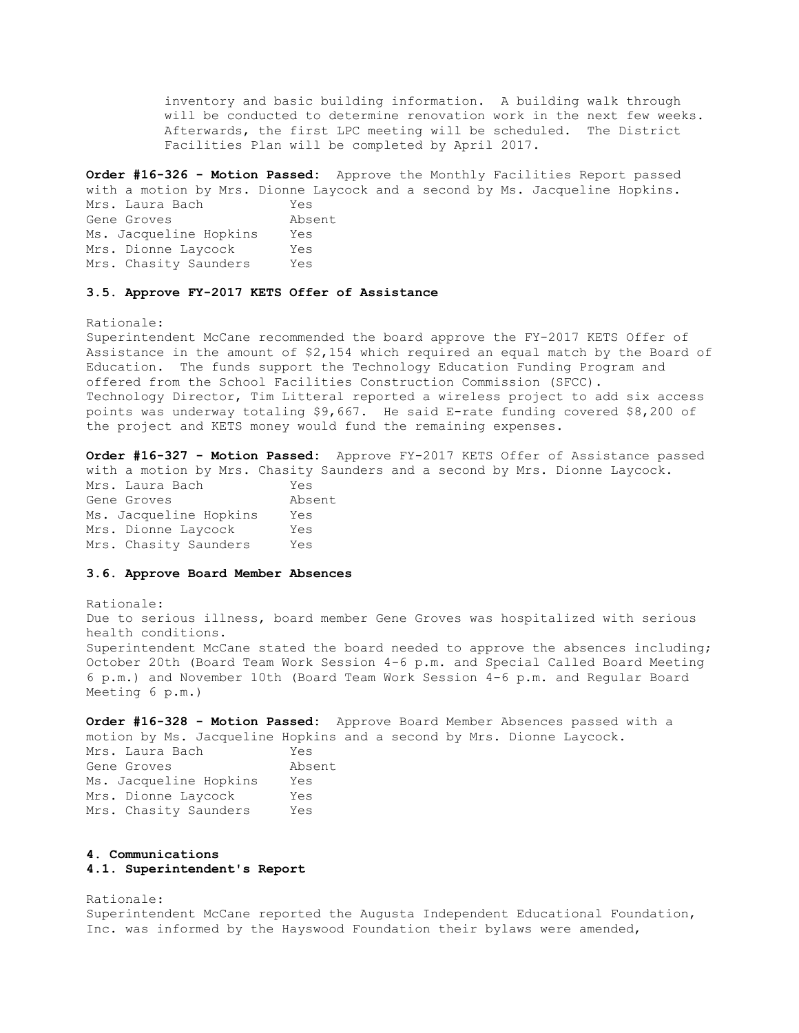inventory and basic building information. A building walk through will be conducted to determine renovation work in the next few weeks. Afterwards, the first LPC meeting will be scheduled. The District Facilities Plan will be completed by April 2017.

**Order #16-326 - Motion Passed:** Approve the Monthly Facilities Report passed with a motion by Mrs. Dionne Laycock and a second by Ms. Jacqueline Hopkins.

| | |
|---|---|
| Mrs. Laura Bach | Yes |
| Gene Groves | Absent |
| Ms. Jacqueline Hopkins | Yes |
| Mrs. Dionne Laycock | Yes |
| Mrs. Chasity Saunders | Yes |

### 3.5. Approve FY-2017 KETS Offer of Assistance

Rationale:
Superintendent McCane recommended the board approve the FY-2017 KETS Offer of Assistance in the amount of $2,154 which required an equal match by the Board of Education. The funds support the Technology Education Funding Program and offered from the School Facilities Construction Commission (SFCC).
Technology Director, Tim Litteral reported a wireless project to add six access points was underway totaling $9,667. He said E-rate funding covered $8,200 of the project and KETS money would fund the remaining expenses.

**Order #16-327 - Motion Passed:** Approve FY-2017 KETS Offer of Assistance passed with a motion by Mrs. Chasity Saunders and a second by Mrs. Dionne Laycock.

| | |
|---|---|
| Mrs. Laura Bach | Yes |
| Gene Groves | Absent |
| Ms. Jacqueline Hopkins | Yes |
| Mrs. Dionne Laycock | Yes |
| Mrs. Chasity Saunders | Yes |

### 3.6. Approve Board Member Absences

Rationale:
Due to serious illness, board member Gene Groves was hospitalized with serious health conditions.
Superintendent McCane stated the board needed to approve the absences including; October 20th (Board Team Work Session 4-6 p.m. and Special Called Board Meeting 6 p.m.) and November 10th (Board Team Work Session 4-6 p.m. and Regular Board Meeting 6 p.m.)

**Order #16-328 - Motion Passed:** Approve Board Member Absences passed with a motion by Ms. Jacqueline Hopkins and a second by Mrs. Dionne Laycock.

| | |
|---|---|
| Mrs. Laura Bach | Yes |
| Gene Groves | Absent |
| Ms. Jacqueline Hopkins | Yes |
| Mrs. Dionne Laycock | Yes |
| Mrs. Chasity Saunders | Yes |

## 4. Communications

### 4.1. Superintendent's Report

Rationale:
Superintendent McCane reported the Augusta Independent Educational Foundation, Inc. was informed by the Hayswood Foundation their bylaws were amended,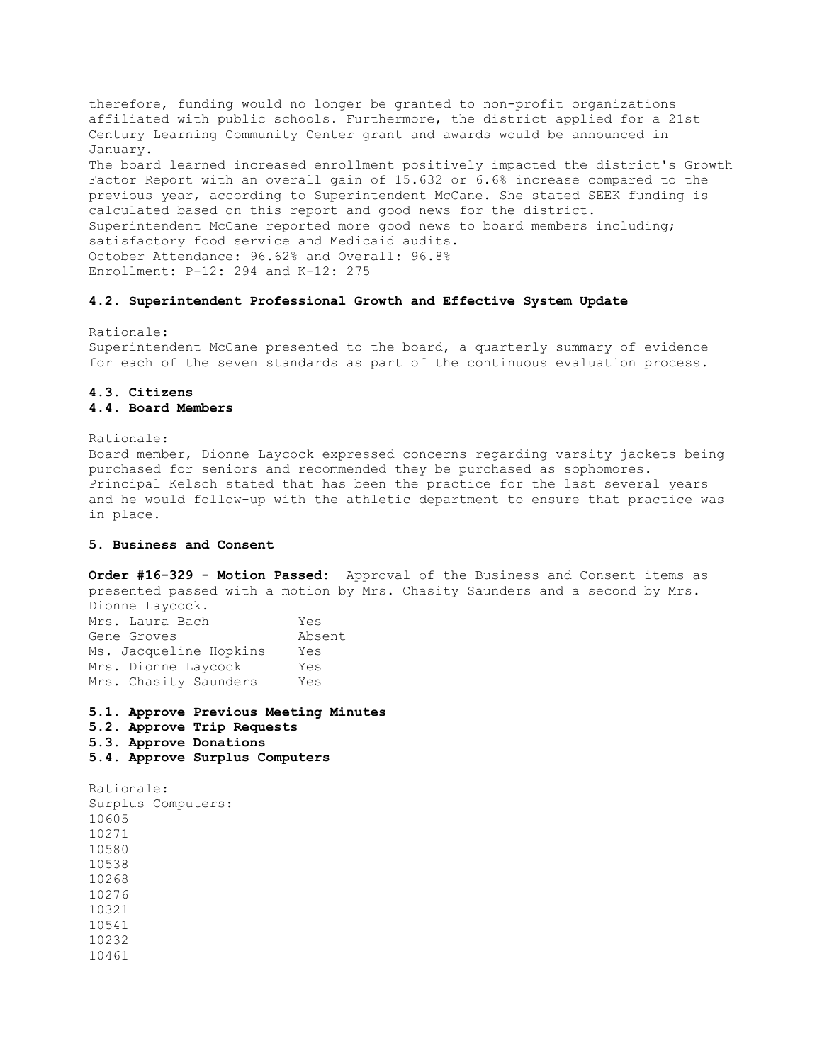therefore, funding would no longer be granted to non-profit organizations affiliated with public schools. Furthermore, the district applied for a 21st Century Learning Community Center grant and awards would be announced in January.

The board learned increased enrollment positively impacted the district's Growth Factor Report with an overall gain of 15.632 or 6.6% increase compared to the previous year, according to Superintendent McCane. She stated SEEK funding is calculated based on this report and good news for the district.

Superintendent McCane reported more good news to board members including; satisfactory food service and Medicaid audits.

October Attendance: 96.62% and Overall: 96.8%

Enrollment: P-12: 294 and K-12: 275

**4.2. Superintendent Professional Growth and Effective System Update**

Rationale:

Superintendent McCane presented to the board, a quarterly summary of evidence for each of the seven standards as part of the continuous evaluation process.

**4.3. Citizens**

**4.4. Board Members**

Rationale:

Board member, Dionne Laycock expressed concerns regarding varsity jackets being purchased for seniors and recommended they be purchased as sophomores. Principal Kelsch stated that has been the practice for the last several years and he would follow-up with the athletic department to ensure that practice was in place.

**5. Business and Consent**

**Order #16-329 - Motion Passed:** Approval of the Business and Consent items as presented passed with a motion by Mrs. Chasity Saunders and a second by Mrs. Dionne Laycock.

| | |
|---|---|
| Mrs. Laura Bach | Yes |
| Gene Groves | Absent |
| Ms. Jacqueline Hopkins | Yes |
| Mrs. Dionne Laycock | Yes |
| Mrs. Chasity Saunders | Yes |

**5.1. Approve Previous Meeting Minutes**

**5.2. Approve Trip Requests**

**5.3. Approve Donations**

**5.4. Approve Surplus Computers**

Rationale:

Surplus Computers:

10605
10271
10580
10538
10268
10276
10321
10541
10232
10461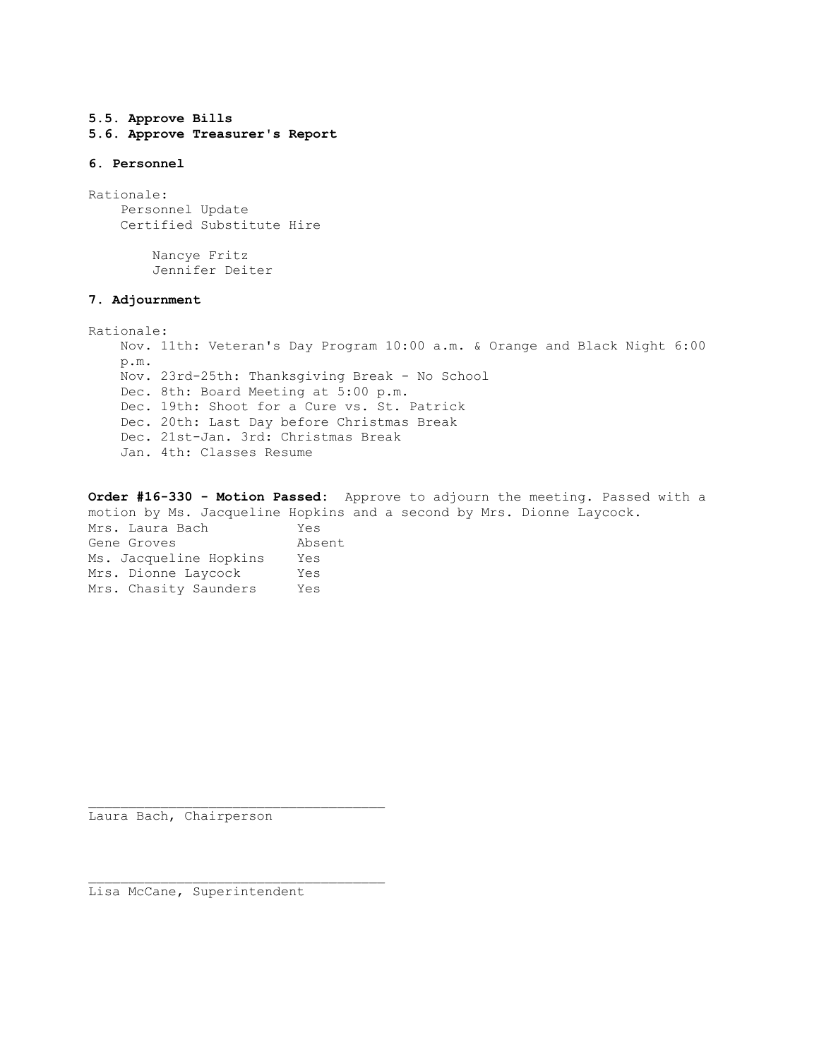**5.5. Approve Bills**

**5.6. Approve Treasurer's Report**

**6. Personnel**

Rationale:

Personnel Update

Certified Substitute Hire

Nancye Fritz

Jennifer Deiter

**7. Adjournment**

Rationale:

Nov. 11th: Veteran's Day Program 10:00 a.m. & Orange and Black Night 6:00 p.m.

Nov. 23rd-25th: Thanksgiving Break - No School

Dec. 8th: Board Meeting at 5:00 p.m.

Dec. 19th: Shoot for a Cure vs. St. Patrick

Dec. 20th: Last Day before Christmas Break

Dec. 21st-Jan. 3rd: Christmas Break

Jan. 4th: Classes Resume

**Order #16-330 - Motion Passed:** Approve to adjourn the meeting. Passed with a motion by Ms. Jacqueline Hopkins and a second by Mrs. Dionne Laycock.

| | |
|---|---|
| Mrs. Laura Bach | Yes |
| Gene Groves | Absent |
| Ms. Jacqueline Hopkins | Yes |
| Mrs. Dionne Laycock | Yes |
| Mrs. Chasity Saunders | Yes |

\_\_\_\_\_\_\_\_\_\_\_\_\_\_\_\_\_\_\_\_\_\_\_\_\_\_\_\_\_\_\_\_\_\_\_\_\_\_

Laura Bach, Chairperson

\_\_\_\_\_\_\_\_\_\_\_\_\_\_\_\_\_\_\_\_\_\_\_\_\_\_\_\_\_\_\_\_\_\_\_\_\_\_

Lisa McCane, Superintendent